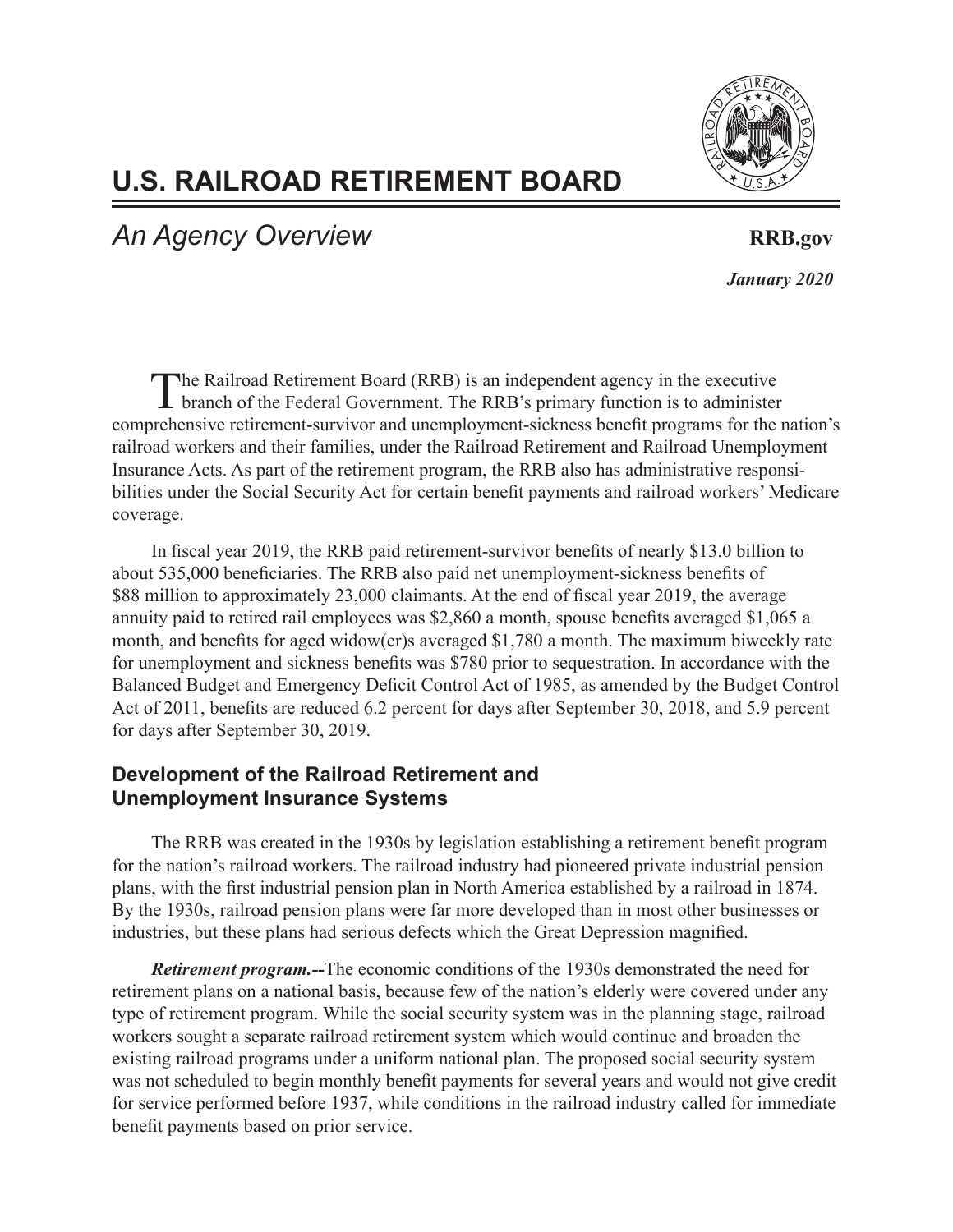# U.S. RAILROAD RETIREMENT BOARD

## *An Agency Overview*

**RRB.gov**

***January 2020***

The Railroad Retirement Board (RRB) is an independent agency in the executive branch of the Federal Government. The RRB's primary function is to administer comprehensive retirement-survivor and unemployment-sickness benefit programs for the nation's railroad workers and their families, under the Railroad Retirement and Railroad Unemployment Insurance Acts. As part of the retirement program, the RRB also has administrative responsibilities under the Social Security Act for certain benefit payments and railroad workers' Medicare coverage.

In fiscal year 2019, the RRB paid retirement-survivor benefits of nearly $13.0 billion to about 535,000 beneficiaries. The RRB also paid net unemployment-sickness benefits of $88 million to approximately 23,000 claimants. At the end of fiscal year 2019, the average annuity paid to retired rail employees was $2,860 a month, spouse benefits averaged $1,065 a month, and benefits for aged widow(er)s averaged $1,780 a month. The maximum biweekly rate for unemployment and sickness benefits was $780 prior to sequestration. In accordance with the Balanced Budget and Emergency Deficit Control Act of 1985, as amended by the Budget Control Act of 2011, benefits are reduced 6.2 percent for days after September 30, 2018, and 5.9 percent for days after September 30, 2019.

### Development of the Railroad Retirement and Unemployment Insurance Systems

The RRB was created in the 1930s by legislation establishing a retirement benefit program for the nation's railroad workers. The railroad industry had pioneered private industrial pension plans, with the first industrial pension plan in North America established by a railroad in 1874. By the 1930s, railroad pension plans were far more developed than in most other businesses or industries, but these plans had serious defects which the Great Depression magnified.

***Retirement program.--***The economic conditions of the 1930s demonstrated the need for retirement plans on a national basis, because few of the nation's elderly were covered under any type of retirement program. While the social security system was in the planning stage, railroad workers sought a separate railroad retirement system which would continue and broaden the existing railroad programs under a uniform national plan. The proposed social security system was not scheduled to begin monthly benefit payments for several years and would not give credit for service performed before 1937, while conditions in the railroad industry called for immediate benefit payments based on prior service.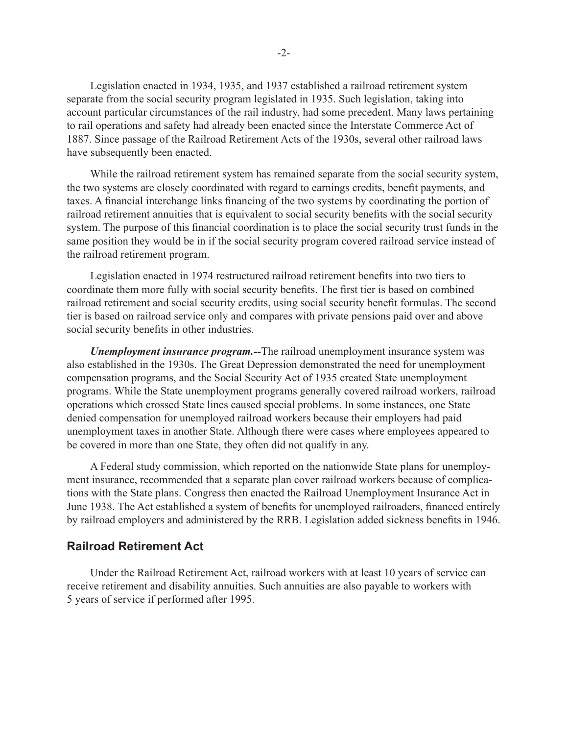Legislation enacted in 1934, 1935, and 1937 established a railroad retirement system separate from the social security program legislated in 1935. Such legislation, taking into account particular circumstances of the rail industry, had some precedent. Many laws pertaining to rail operations and safety had already been enacted since the Interstate Commerce Act of 1887. Since passage of the Railroad Retirement Acts of the 1930s, several other railroad laws have subsequently been enacted.

While the railroad retirement system has remained separate from the social security system, the two systems are closely coordinated with regard to earnings credits, benefit payments, and taxes. A financial interchange links financing of the two systems by coordinating the portion of railroad retirement annuities that is equivalent to social security benefits with the social security system. The purpose of this financial coordination is to place the social security trust funds in the same position they would be in if the social security program covered railroad service instead of the railroad retirement program.

Legislation enacted in 1974 restructured railroad retirement benefits into two tiers to coordinate them more fully with social security benefits. The first tier is based on combined railroad retirement and social security credits, using social security benefit formulas. The second tier is based on railroad service only and compares with private pensions paid over and above social security benefits in other industries.

***Unemployment insurance program.--***The railroad unemployment insurance system was also established in the 1930s. The Great Depression demonstrated the need for unemployment compensation programs, and the Social Security Act of 1935 created State unemployment programs. While the State unemployment programs generally covered railroad workers, railroad operations which crossed State lines caused special problems. In some instances, one State denied compensation for unemployed railroad workers because their employers had paid unemployment taxes in another State. Although there were cases where employees appeared to be covered in more than one State, they often did not qualify in any.

A Federal study commission, which reported on the nationwide State plans for unemployment insurance, recommended that a separate plan cover railroad workers because of complications with the State plans. Congress then enacted the Railroad Unemployment Insurance Act in June 1938. The Act established a system of benefits for unemployed railroaders, financed entirely by railroad employers and administered by the RRB. Legislation added sickness benefits in 1946.

## Railroad Retirement Act

Under the Railroad Retirement Act, railroad workers with at least 10 years of service can receive retirement and disability annuities. Such annuities are also payable to workers with 5 years of service if performed after 1995.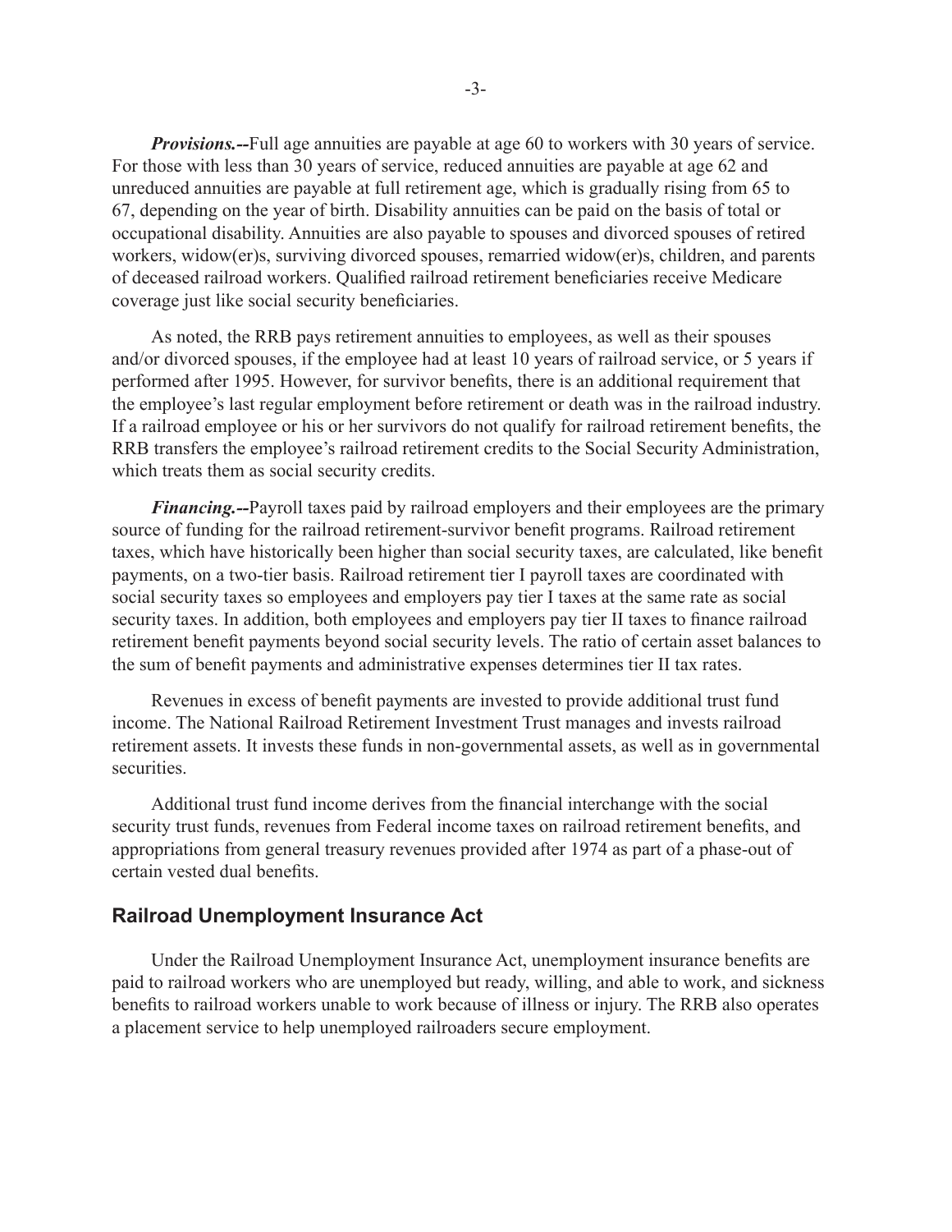***Provisions.--***Full age annuities are payable at age 60 to workers with 30 years of service. For those with less than 30 years of service, reduced annuities are payable at age 62 and unreduced annuities are payable at full retirement age, which is gradually rising from 65 to 67, depending on the year of birth. Disability annuities can be paid on the basis of total or occupational disability. Annuities are also payable to spouses and divorced spouses of retired workers, widow(er)s, surviving divorced spouses, remarried widow(er)s, children, and parents of deceased railroad workers. Qualified railroad retirement beneficiaries receive Medicare coverage just like social security beneficiaries.

As noted, the RRB pays retirement annuities to employees, as well as their spouses and/or divorced spouses, if the employee had at least 10 years of railroad service, or 5 years if performed after 1995. However, for survivor benefits, there is an additional requirement that the employee's last regular employment before retirement or death was in the railroad industry. If a railroad employee or his or her survivors do not qualify for railroad retirement benefits, the RRB transfers the employee's railroad retirement credits to the Social Security Administration, which treats them as social security credits.

***Financing.--***Payroll taxes paid by railroad employers and their employees are the primary source of funding for the railroad retirement-survivor benefit programs. Railroad retirement taxes, which have historically been higher than social security taxes, are calculated, like benefit payments, on a two-tier basis. Railroad retirement tier I payroll taxes are coordinated with social security taxes so employees and employers pay tier I taxes at the same rate as social security taxes. In addition, both employees and employers pay tier II taxes to finance railroad retirement benefit payments beyond social security levels. The ratio of certain asset balances to the sum of benefit payments and administrative expenses determines tier II tax rates.

Revenues in excess of benefit payments are invested to provide additional trust fund income. The National Railroad Retirement Investment Trust manages and invests railroad retirement assets. It invests these funds in non-governmental assets, as well as in governmental securities.

Additional trust fund income derives from the financial interchange with the social security trust funds, revenues from Federal income taxes on railroad retirement benefits, and appropriations from general treasury revenues provided after 1974 as part of a phase-out of certain vested dual benefits.

## Railroad Unemployment Insurance Act

Under the Railroad Unemployment Insurance Act, unemployment insurance benefits are paid to railroad workers who are unemployed but ready, willing, and able to work, and sickness benefits to railroad workers unable to work because of illness or injury. The RRB also operates a placement service to help unemployed railroaders secure employment.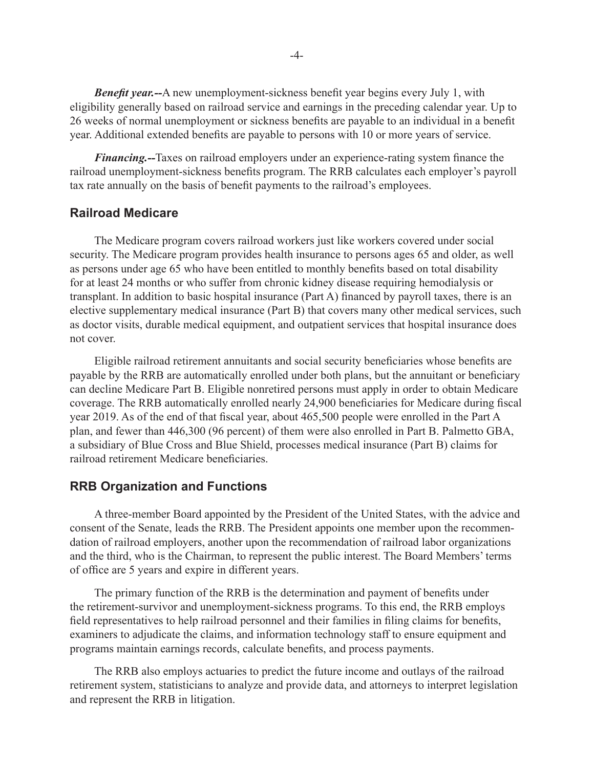***Benefit year.--***A new unemployment-sickness benefit year begins every July 1, with eligibility generally based on railroad service and earnings in the preceding calendar year. Up to 26 weeks of normal unemployment or sickness benefits are payable to an individual in a benefit year. Additional extended benefits are payable to persons with 10 or more years of service.

***Financing.--***Taxes on railroad employers under an experience-rating system finance the railroad unemployment-sickness benefits program. The RRB calculates each employer's payroll tax rate annually on the basis of benefit payments to the railroad's employees.

## Railroad Medicare

The Medicare program covers railroad workers just like workers covered under social security. The Medicare program provides health insurance to persons ages 65 and older, as well as persons under age 65 who have been entitled to monthly benefits based on total disability for at least 24 months or who suffer from chronic kidney disease requiring hemodialysis or transplant. In addition to basic hospital insurance (Part A) financed by payroll taxes, there is an elective supplementary medical insurance (Part B) that covers many other medical services, such as doctor visits, durable medical equipment, and outpatient services that hospital insurance does not cover.

Eligible railroad retirement annuitants and social security beneficiaries whose benefits are payable by the RRB are automatically enrolled under both plans, but the annuitant or beneficiary can decline Medicare Part B. Eligible nonretired persons must apply in order to obtain Medicare coverage. The RRB automatically enrolled nearly 24,900 beneficiaries for Medicare during fiscal year 2019. As of the end of that fiscal year, about 465,500 people were enrolled in the Part A plan, and fewer than 446,300 (96 percent) of them were also enrolled in Part B. Palmetto GBA, a subsidiary of Blue Cross and Blue Shield, processes medical insurance (Part B) claims for railroad retirement Medicare beneficiaries.

## RRB Organization and Functions

A three-member Board appointed by the President of the United States, with the advice and consent of the Senate, leads the RRB. The President appoints one member upon the recommendation of railroad employers, another upon the recommendation of railroad labor organizations and the third, who is the Chairman, to represent the public interest. The Board Members' terms of office are 5 years and expire in different years.

The primary function of the RRB is the determination and payment of benefits under the retirement-survivor and unemployment-sickness programs. To this end, the RRB employs field representatives to help railroad personnel and their families in filing claims for benefits, examiners to adjudicate the claims, and information technology staff to ensure equipment and programs maintain earnings records, calculate benefits, and process payments.

The RRB also employs actuaries to predict the future income and outlays of the railroad retirement system, statisticians to analyze and provide data, and attorneys to interpret legislation and represent the RRB in litigation.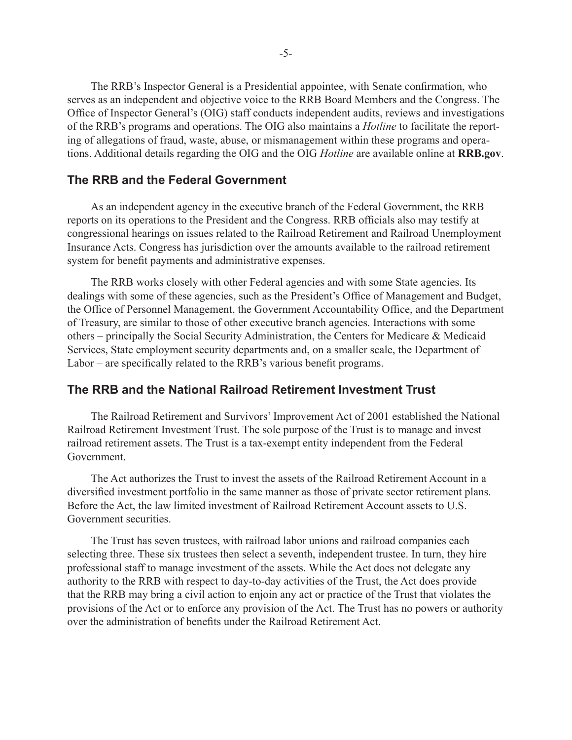The RRB's Inspector General is a Presidential appointee, with Senate confirmation, who serves as an independent and objective voice to the RRB Board Members and the Congress. The Office of Inspector General's (OIG) staff conducts independent audits, reviews and investigations of the RRB's programs and operations. The OIG also maintains a *Hotline* to facilitate the reporting of allegations of fraud, waste, abuse, or mismanagement within these programs and operations. Additional details regarding the OIG and the OIG *Hotline* are available online at **RRB.gov**.

## The RRB and the Federal Government

As an independent agency in the executive branch of the Federal Government, the RRB reports on its operations to the President and the Congress. RRB officials also may testify at congressional hearings on issues related to the Railroad Retirement and Railroad Unemployment Insurance Acts. Congress has jurisdiction over the amounts available to the railroad retirement system for benefit payments and administrative expenses.

The RRB works closely with other Federal agencies and with some State agencies. Its dealings with some of these agencies, such as the President's Office of Management and Budget, the Office of Personnel Management, the Government Accountability Office, and the Department of Treasury, are similar to those of other executive branch agencies. Interactions with some others – principally the Social Security Administration, the Centers for Medicare & Medicaid Services, State employment security departments and, on a smaller scale, the Department of Labor – are specifically related to the RRB's various benefit programs.

## The RRB and the National Railroad Retirement Investment Trust

The Railroad Retirement and Survivors' Improvement Act of 2001 established the National Railroad Retirement Investment Trust. The sole purpose of the Trust is to manage and invest railroad retirement assets. The Trust is a tax-exempt entity independent from the Federal Government.

The Act authorizes the Trust to invest the assets of the Railroad Retirement Account in a diversified investment portfolio in the same manner as those of private sector retirement plans. Before the Act, the law limited investment of Railroad Retirement Account assets to U.S. Government securities.

The Trust has seven trustees, with railroad labor unions and railroad companies each selecting three. These six trustees then select a seventh, independent trustee. In turn, they hire professional staff to manage investment of the assets. While the Act does not delegate any authority to the RRB with respect to day-to-day activities of the Trust, the Act does provide that the RRB may bring a civil action to enjoin any act or practice of the Trust that violates the provisions of the Act or to enforce any provision of the Act. The Trust has no powers or authority over the administration of benefits under the Railroad Retirement Act.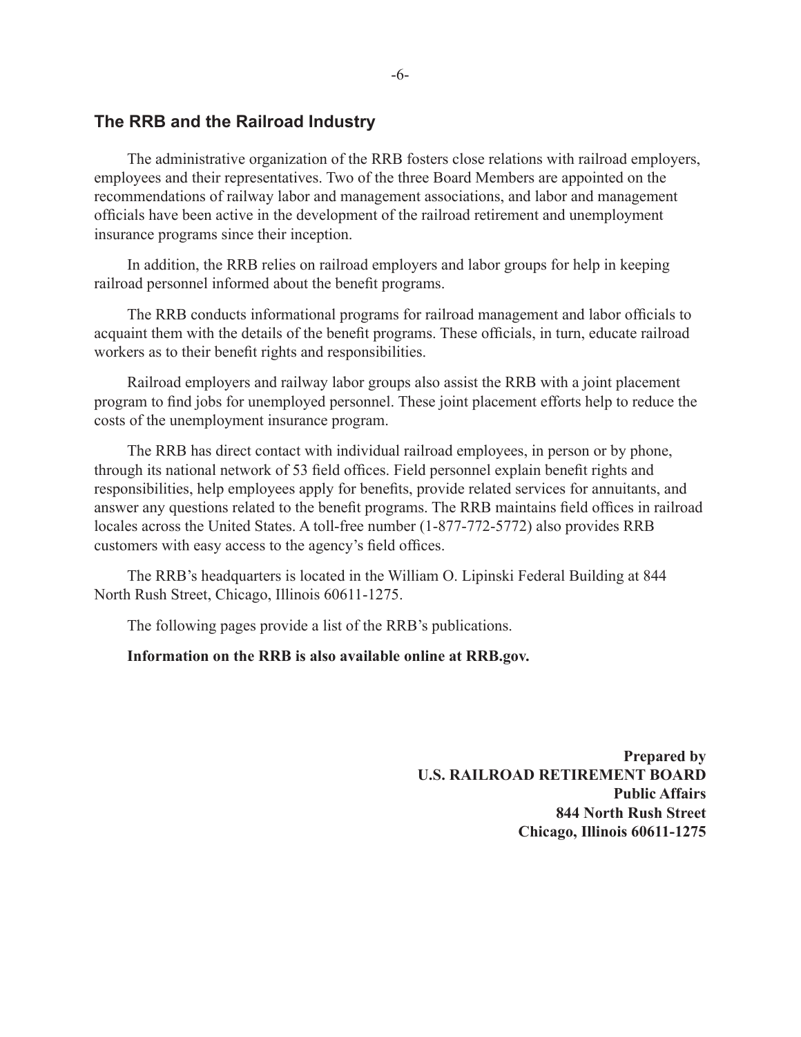## The RRB and the Railroad Industry

The administrative organization of the RRB fosters close relations with railroad employers, employees and their representatives. Two of the three Board Members are appointed on the recommendations of railway labor and management associations, and labor and management officials have been active in the development of the railroad retirement and unemployment insurance programs since their inception.

In addition, the RRB relies on railroad employers and labor groups for help in keeping railroad personnel informed about the benefit programs.

The RRB conducts informational programs for railroad management and labor officials to acquaint them with the details of the benefit programs. These officials, in turn, educate railroad workers as to their benefit rights and responsibilities.

Railroad employers and railway labor groups also assist the RRB with a joint placement program to find jobs for unemployed personnel. These joint placement efforts help to reduce the costs of the unemployment insurance program.

The RRB has direct contact with individual railroad employees, in person or by phone, through its national network of 53 field offices. Field personnel explain benefit rights and responsibilities, help employees apply for benefits, provide related services for annuitants, and answer any questions related to the benefit programs. The RRB maintains field offices in railroad locales across the United States. A toll-free number (1-877-772-5772) also provides RRB customers with easy access to the agency's field offices.

The RRB's headquarters is located in the William O. Lipinski Federal Building at 844 North Rush Street, Chicago, Illinois 60611-1275.

The following pages provide a list of the RRB's publications.

**Information on the RRB is also available online at RRB.gov.**

**Prepared by**
**U.S. RAILROAD RETIREMENT BOARD**
**Public Affairs**
**844 North Rush Street**
**Chicago, Illinois 60611-1275**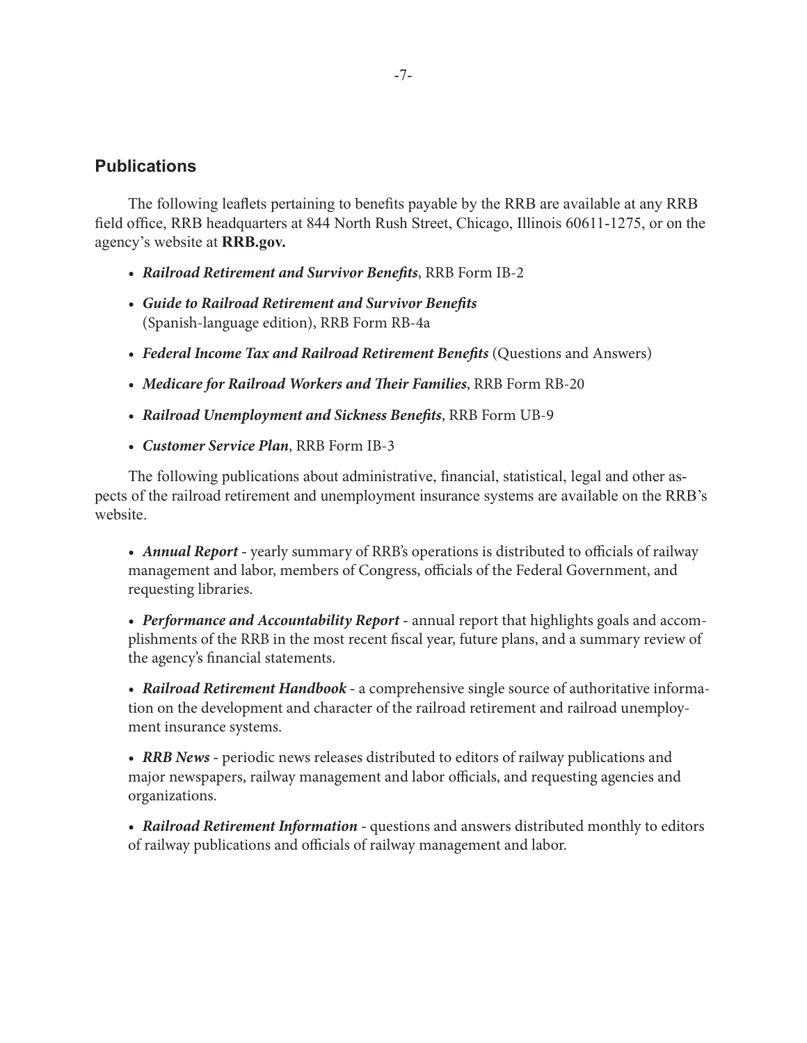## Publications

The following leaflets pertaining to benefits payable by the RRB are available at any RRB field office, RRB headquarters at 844 North Rush Street, Chicago, Illinois 60611-1275, or on the agency's website at **RRB.gov.**

- ***Railroad Retirement and Survivor Benefits***, RRB Form IB-2
- ***Guide to Railroad Retirement and Survivor Benefits*** (Spanish-language edition), RRB Form RB-4a
- ***Federal Income Tax and Railroad Retirement Benefits*** (Questions and Answers)
- ***Medicare for Railroad Workers and Their Families***, RRB Form RB-20
- ***Railroad Unemployment and Sickness Benefits***, RRB Form UB-9
- ***Customer Service Plan***, RRB Form IB-3

The following publications about administrative, financial, statistical, legal and other aspects of the railroad retirement and unemployment insurance systems are available on the RRB's website.

- ***Annual Report*** - yearly summary of RRB's operations is distributed to officials of railway management and labor, members of Congress, officials of the Federal Government, and requesting libraries.
- ***Performance and Accountability Report*** - annual report that highlights goals and accomplishments of the RRB in the most recent fiscal year, future plans, and a summary review of the agency's financial statements.
- ***Railroad Retirement Handbook*** - a comprehensive single source of authoritative information on the development and character of the railroad retirement and railroad unemployment insurance systems.
- ***RRB News*** - periodic news releases distributed to editors of railway publications and major newspapers, railway management and labor officials, and requesting agencies and organizations.
- ***Railroad Retirement Information*** - questions and answers distributed monthly to editors of railway publications and officials of railway management and labor.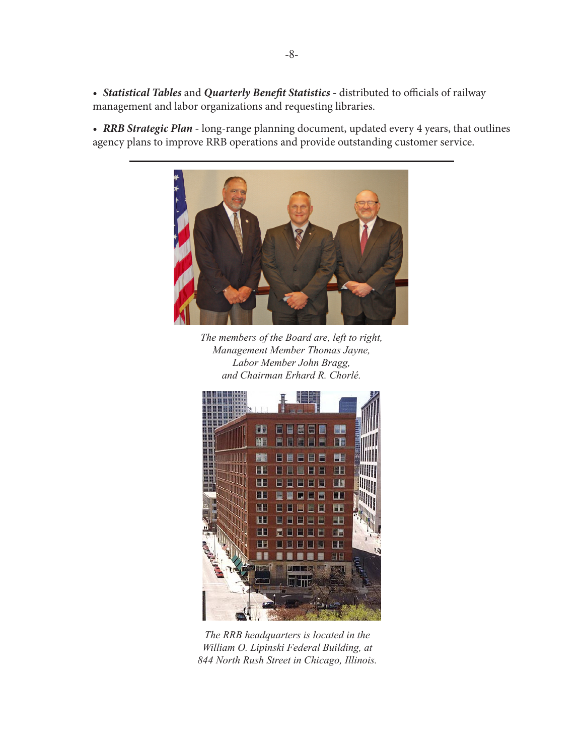- ***Statistical Tables*** and ***Quarterly Benefit Statistics*** - distributed to officials of railway management and labor organizations and requesting libraries.

- ***RRB Strategic Plan*** - long-range planning document, updated every 4 years, that outlines agency plans to improve RRB operations and provide outstanding customer service.

---

*The members of the Board are, left to right, Management Member Thomas Jayne, Labor Member John Bragg, and Chairman Erhard R. Chorlé.*

*The RRB headquarters is located in the William O. Lipinski Federal Building, at 844 North Rush Street in Chicago, Illinois.*